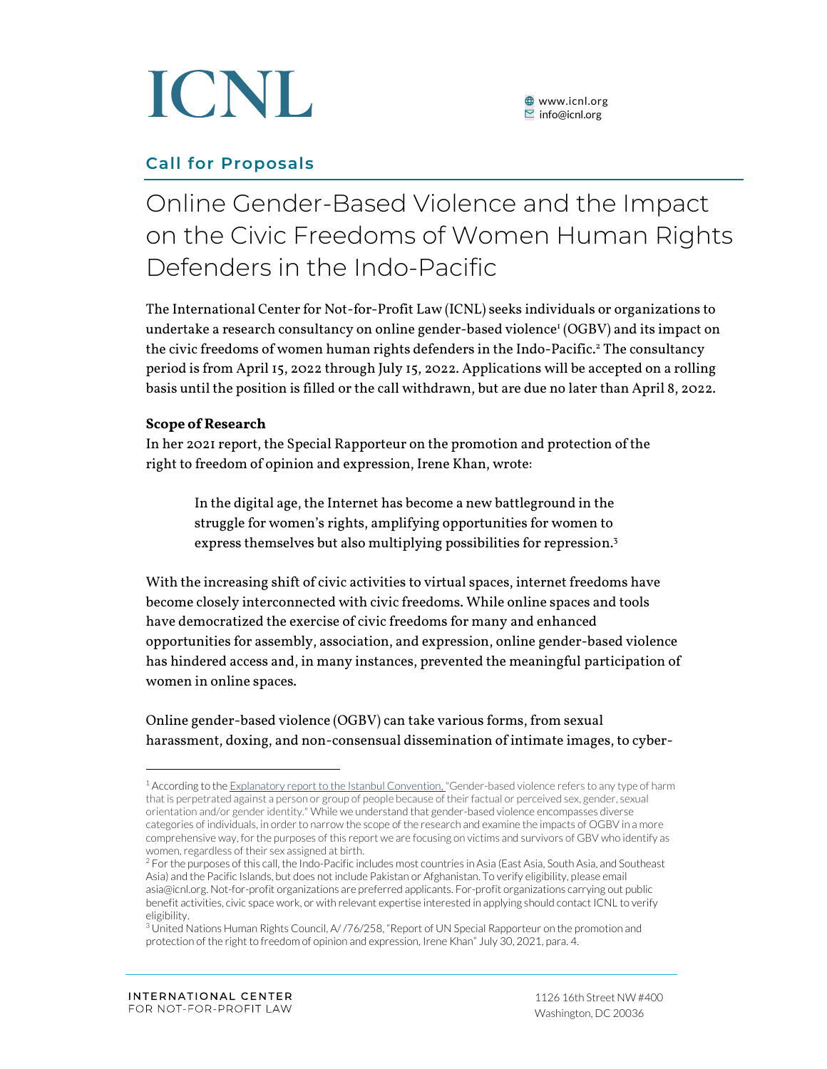# ICNL

www.icnl.org
info@icnl.org

## Call for Proposals

# Online Gender-Based Violence and the Impact on the Civic Freedoms of Women Human Rights Defenders in the Indo-Pacific

The International Center for Not-for-Profit Law (ICNL) seeks individuals or organizations to undertake a research consultancy on online gender-based violence[1] (OGBV) and its impact on the civic freedoms of women human rights defenders in the Indo-Pacific.[2] The consultancy period is from April 15, 2022 through July 15, 2022. Applications will be accepted on a rolling basis until the position is filled or the call withdrawn, but are due no later than April 8, 2022.

**Scope of Research**

In her 2021 report, the Special Rapporteur on the promotion and protection of the right to freedom of opinion and expression, Irene Khan, wrote:

> In the digital age, the Internet has become a new battleground in the struggle for women's rights, amplifying opportunities for women to express themselves but also multiplying possibilities for repression.[3]

With the increasing shift of civic activities to virtual spaces, internet freedoms have become closely interconnected with civic freedoms. While online spaces and tools have democratized the exercise of civic freedoms for many and enhanced opportunities for assembly, association, and expression, online gender-based violence has hindered access and, in many instances, prevented the meaningful participation of women in online spaces.

Online gender-based violence (OGBV) can take various forms, from sexual harassment, doxing, and non-consensual dissemination of intimate images, to cyber-

---

[1] According to the Explanatory report to the Istanbul Convention, "Gender-based violence refers to any type of harm that is perpetrated against a person or group of people because of their factual or perceived sex, gender, sexual orientation and/or gender identity." While we understand that gender-based violence encompasses diverse categories of individuals, in order to narrow the scope of the research and examine the impacts of OGBV in a more comprehensive way, for the purposes of this report we are focusing on victims and survivors of GBV who identify as women, regardless of their sex assigned at birth.

[2] For the purposes of this call, the Indo-Pacific includes most countries in Asia (East Asia, South Asia, and Southeast Asia) and the Pacific Islands, but does not include Pakistan or Afghanistan. To verify eligibility, please email asia@icnl.org. Not-for-profit organizations are preferred applicants. For-profit organizations carrying out public benefit activities, civic space work, or with relevant expertise interested in applying should contact ICNL to verify eligibility.

[3] United Nations Human Rights Council, A/ /76/258, "Report of UN Special Rapporteur on the promotion and protection of the right to freedom of opinion and expression, Irene Khan" July 30, 2021, para. 4.

INTERNATIONAL CENTER FOR NOT-FOR-PROFIT LAW

1126 16th Street NW #400
Washington, DC 20036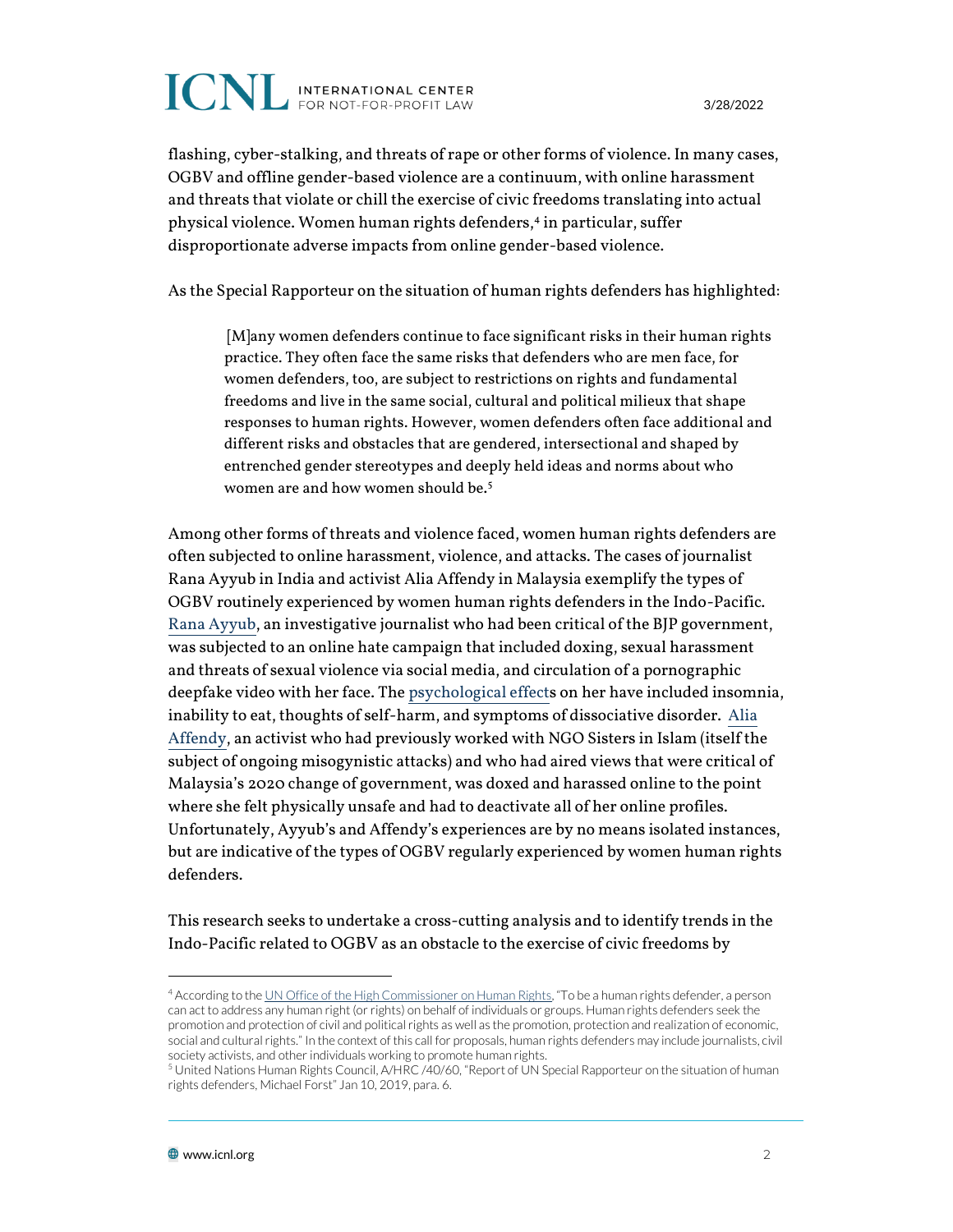flashing, cyber-stalking, and threats of rape or other forms of violence. In many cases, OGBV and offline gender-based violence are a continuum, with online harassment and threats that violate or chill the exercise of civic freedoms translating into actual physical violence. Women human rights defenders,[4] in particular, suffer disproportionate adverse impacts from online gender-based violence.

As the Special Rapporteur on the situation of human rights defenders has highlighted:

> [M]any women defenders continue to face significant risks in their human rights practice. They often face the same risks that defenders who are men face, for women defenders, too, are subject to restrictions on rights and fundamental freedoms and live in the same social, cultural and political milieux that shape responses to human rights. However, women defenders often face additional and different risks and obstacles that are gendered, intersectional and shaped by entrenched gender stereotypes and deeply held ideas and norms about who women are and how women should be.[5]

Among other forms of threats and violence faced, women human rights defenders are often subjected to online harassment, violence, and attacks. The cases of journalist Rana Ayyub in India and activist Alia Affendy in Malaysia exemplify the types of OGBV routinely experienced by women human rights defenders in the Indo-Pacific. Rana Ayyub, an investigative journalist who had been critical of the BJP government, was subjected to an online hate campaign that included doxing, sexual harassment and threats of sexual violence via social media, and circulation of a pornographic deepfake video with her face. The psychological effects on her have included insomnia, inability to eat, thoughts of self-harm, and symptoms of dissociative disorder. Alia Affendy, an activist who had previously worked with NGO Sisters in Islam (itself the subject of ongoing misogynistic attacks) and who had aired views that were critical of Malaysia's 2020 change of government, was doxed and harassed online to the point where she felt physically unsafe and had to deactivate all of her online profiles. Unfortunately, Ayyub's and Affendy's experiences are by no means isolated instances, but are indicative of the types of OGBV regularly experienced by women human rights defenders.

This research seeks to undertake a cross-cutting analysis and to identify trends in the Indo-Pacific related to OGBV as an obstacle to the exercise of civic freedoms by

---

[4] According to the UN Office of the High Commissioner on Human Rights, "To be a human rights defender, a person can act to address any human right (or rights) on behalf of individuals or groups. Human rights defenders seek the promotion and protection of civil and political rights as well as the promotion, protection and realization of economic, social and cultural rights." In the context of this call for proposals, human rights defenders may include journalists, civil society activists, and other individuals working to promote human rights.

[5] United Nations Human Rights Council, A/HRC /40/60, "Report of UN Special Rapporteur on the situation of human rights defenders, Michael Forst" Jan 10, 2019, para. 6.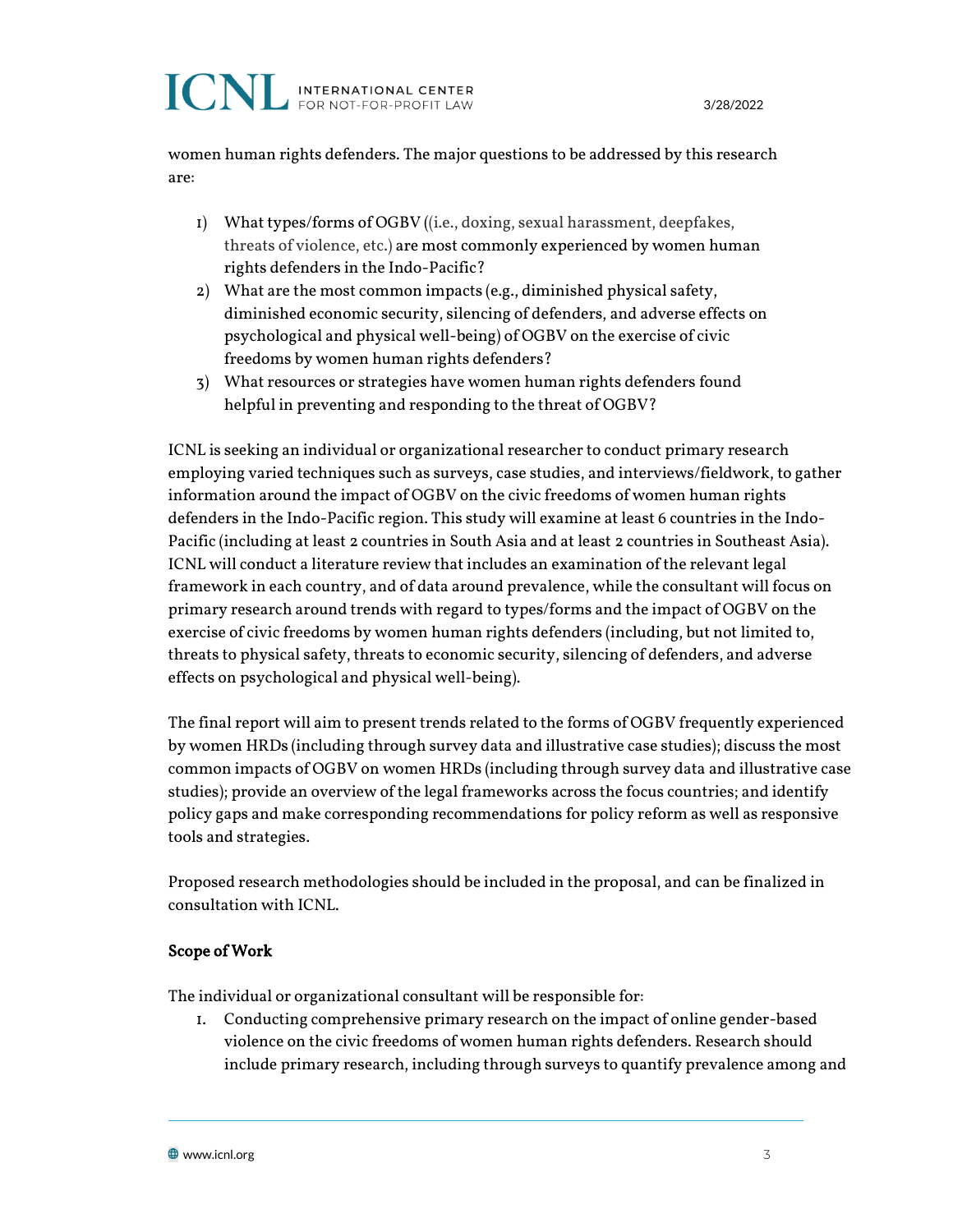women human rights defenders. The major questions to be addressed by this research are:

1) What types/forms of OGBV ((i.e., doxing, sexual harassment, deepfakes, threats of violence, etc.) are most commonly experienced by women human rights defenders in the Indo-Pacific?
2) What are the most common impacts (e.g., diminished physical safety, diminished economic security, silencing of defenders, and adverse effects on psychological and physical well-being) of OGBV on the exercise of civic freedoms by women human rights defenders?
3) What resources or strategies have women human rights defenders found helpful in preventing and responding to the threat of OGBV?

ICNL is seeking an individual or organizational researcher to conduct primary research employing varied techniques such as surveys, case studies, and interviews/fieldwork, to gather information around the impact of OGBV on the civic freedoms of women human rights defenders in the Indo-Pacific region. This study will examine at least 6 countries in the Indo-Pacific (including at least 2 countries in South Asia and at least 2 countries in Southeast Asia). ICNL will conduct a literature review that includes an examination of the relevant legal framework in each country, and of data around prevalence, while the consultant will focus on primary research around trends with regard to types/forms and the impact of OGBV on the exercise of civic freedoms by women human rights defenders (including, but not limited to, threats to physical safety, threats to economic security, silencing of defenders, and adverse effects on psychological and physical well-being).

The final report will aim to present trends related to the forms of OGBV frequently experienced by women HRDs (including through survey data and illustrative case studies); discuss the most common impacts of OGBV on women HRDs (including through survey data and illustrative case studies); provide an overview of the legal frameworks across the focus countries; and identify policy gaps and make corresponding recommendations for policy reform as well as responsive tools and strategies.

Proposed research methodologies should be included in the proposal, and can be finalized in consultation with ICNL.

**Scope of Work**

The individual or organizational consultant will be responsible for:

1. Conducting comprehensive primary research on the impact of online gender-based violence on the civic freedoms of women human rights defenders. Research should include primary research, including through surveys to quantify prevalence among and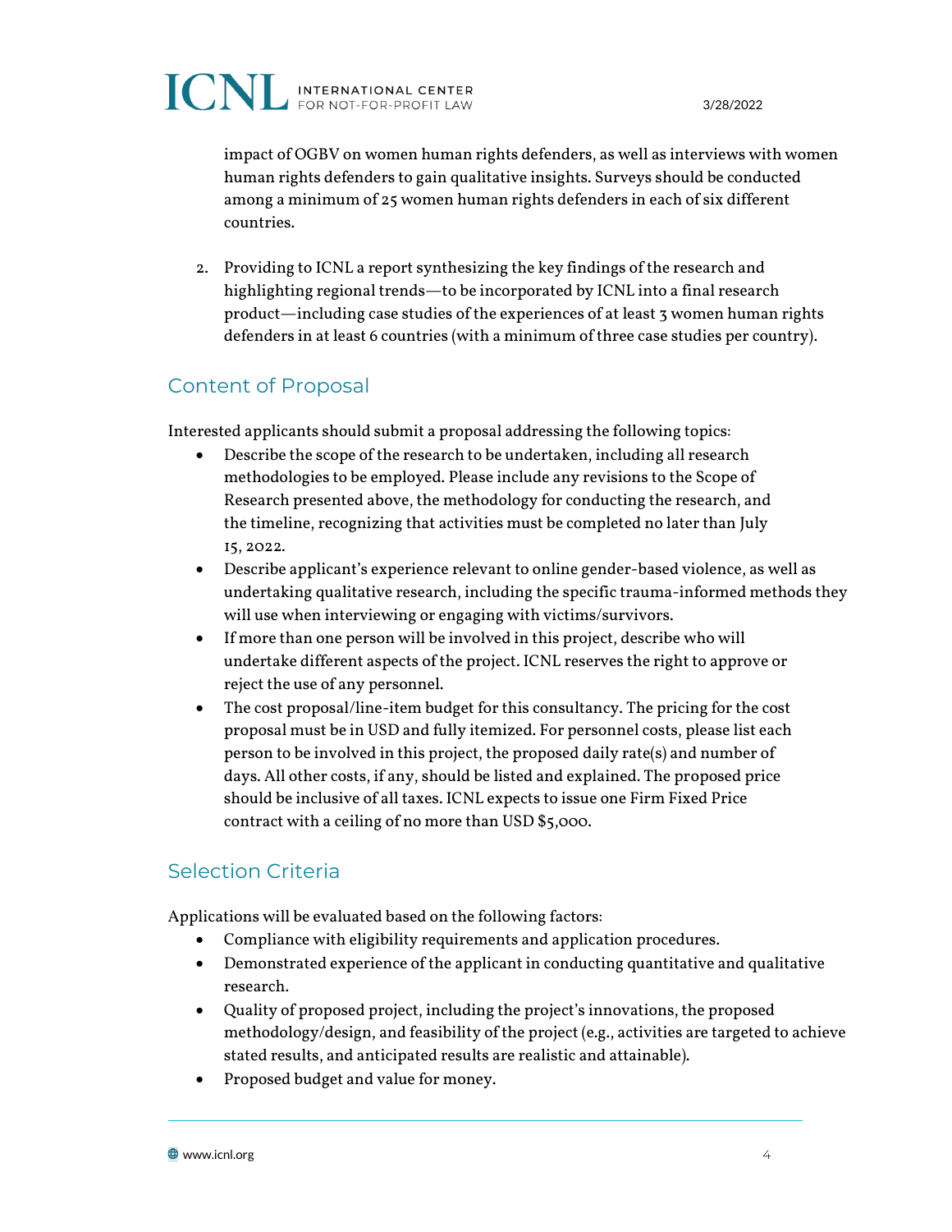impact of OGBV on women human rights defenders, as well as interviews with women human rights defenders to gain qualitative insights. Surveys should be conducted among a minimum of 25 women human rights defenders in each of six different countries.

2. Providing to ICNL a report synthesizing the key findings of the research and highlighting regional trends—to be incorporated by ICNL into a final research product—including case studies of the experiences of at least 3 women human rights defenders in at least 6 countries (with a minimum of three case studies per country).

## Content of Proposal

Interested applicants should submit a proposal addressing the following topics:

- Describe the scope of the research to be undertaken, including all research methodologies to be employed. Please include any revisions to the Scope of Research presented above, the methodology for conducting the research, and the timeline, recognizing that activities must be completed no later than July 15, 2022.
- Describe applicant's experience relevant to online gender-based violence, as well as undertaking qualitative research, including the specific trauma-informed methods they will use when interviewing or engaging with victims/survivors.
- If more than one person will be involved in this project, describe who will undertake different aspects of the project. ICNL reserves the right to approve or reject the use of any personnel.
- The cost proposal/line-item budget for this consultancy. The pricing for the cost proposal must be in USD and fully itemized. For personnel costs, please list each person to be involved in this project, the proposed daily rate(s) and number of days. All other costs, if any, should be listed and explained. The proposed price should be inclusive of all taxes. ICNL expects to issue one Firm Fixed Price contract with a ceiling of no more than USD $5,000.

## Selection Criteria

Applications will be evaluated based on the following factors:

- Compliance with eligibility requirements and application procedures.
- Demonstrated experience of the applicant in conducting quantitative and qualitative research.
- Quality of proposed project, including the project's innovations, the proposed methodology/design, and feasibility of the project (e.g., activities are targeted to achieve stated results, and anticipated results are realistic and attainable).
- Proposed budget and value for money.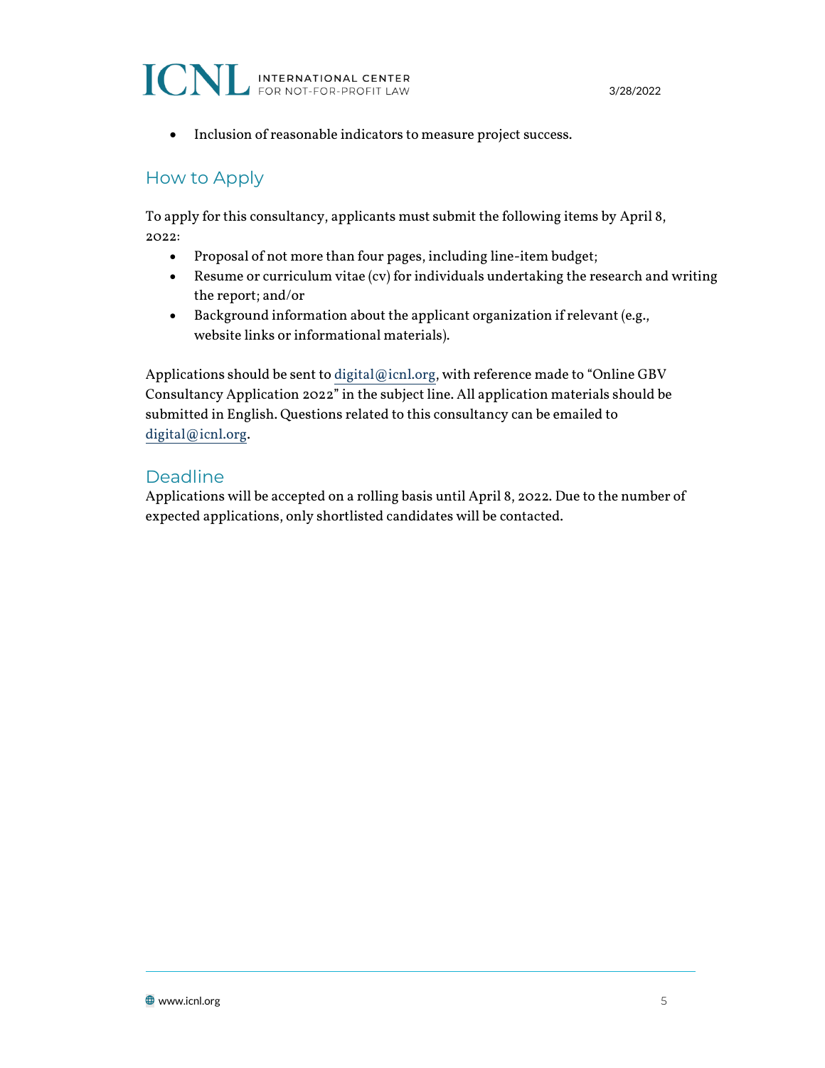- Inclusion of reasonable indicators to measure project success.

## How to Apply

To apply for this consultancy, applicants must submit the following items by April 8, 2022:

- Proposal of not more than four pages, including line-item budget;
- Resume or curriculum vitae (cv) for individuals undertaking the research and writing the report; and/or
- Background information about the applicant organization if relevant (e.g., website links or informational materials).

Applications should be sent to digital@icnl.org, with reference made to "Online GBV Consultancy Application 2022" in the subject line. All application materials should be submitted in English. Questions related to this consultancy can be emailed to digital@icnl.org.

## Deadline

Applications will be accepted on a rolling basis until April 8, 2022. Due to the number of expected applications, only shortlisted candidates will be contacted.